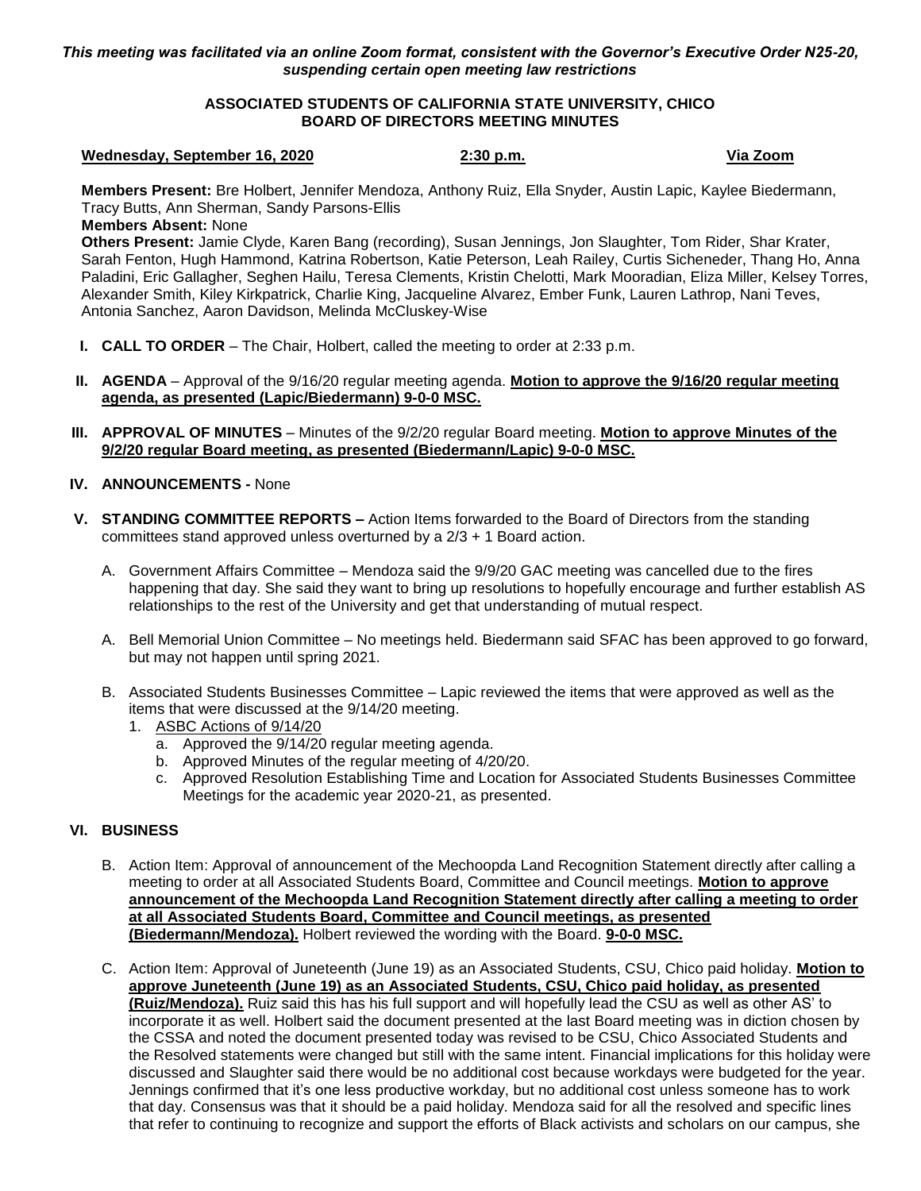*This meeting was facilitated via an online Zoom format, consistent with the Governor's Executive Order N25-20, suspending certain open meeting law restrictions*

**ASSOCIATED STUDENTS OF CALIFORNIA STATE UNIVERSITY, CHICO**
**BOARD OF DIRECTORS MEETING MINUTES**

**Wednesday, September 16, 2020** **2:30 p.m.** **Via Zoom**

**Members Present:** Bre Holbert, Jennifer Mendoza, Anthony Ruiz, Ella Snyder, Austin Lapic, Kaylee Biedermann, Tracy Butts, Ann Sherman, Sandy Parsons-Ellis
**Members Absent:** None
**Others Present:** Jamie Clyde, Karen Bang (recording), Susan Jennings, Jon Slaughter, Tom Rider, Shar Krater, Sarah Fenton, Hugh Hammond, Katrina Robertson, Katie Peterson, Leah Railey, Curtis Sicheneder, Thang Ho, Anna Paladini, Eric Gallagher, Seghen Hailu, Teresa Clements, Kristin Chelotti, Mark Mooradian, Eliza Miller, Kelsey Torres, Alexander Smith, Kiley Kirkpatrick, Charlie King, Jacqueline Alvarez, Ember Funk, Lauren Lathrop, Nani Teves, Antonia Sanchez, Aaron Davidson, Melinda McCluskey-Wise

**I. CALL TO ORDER** – The Chair, Holbert, called the meeting to order at 2:33 p.m.

**II. AGENDA** – Approval of the 9/16/20 regular meeting agenda. **Motion to approve the 9/16/20 regular meeting agenda, as presented (Lapic/Biedermann) 9-0-0 MSC.**

**III. APPROVAL OF MINUTES** – Minutes of the 9/2/20 regular Board meeting. **Motion to approve Minutes of the 9/2/20 regular Board meeting, as presented (Biedermann/Lapic) 9-0-0 MSC.**

**IV. ANNOUNCEMENTS -** None

**V. STANDING COMMITTEE REPORTS –** Action Items forwarded to the Board of Directors from the standing committees stand approved unless overturned by a 2/3 + 1 Board action.

A. Government Affairs Committee – Mendoza said the 9/9/20 GAC meeting was cancelled due to the fires happening that day. She said they want to bring up resolutions to hopefully encourage and further establish AS relationships to the rest of the University and get that understanding of mutual respect.

A. Bell Memorial Union Committee – No meetings held. Biedermann said SFAC has been approved to go forward, but may not happen until spring 2021.

B. Associated Students Businesses Committee – Lapic reviewed the items that were approved as well as the items that were discussed at the 9/14/20 meeting.

1. ASBC Actions of 9/14/20
   a. Approved the 9/14/20 regular meeting agenda.
   b. Approved Minutes of the regular meeting of 4/20/20.
   c. Approved Resolution Establishing Time and Location for Associated Students Businesses Committee Meetings for the academic year 2020-21, as presented.

**VI. BUSINESS**

B. Action Item: Approval of announcement of the Mechoopda Land Recognition Statement directly after calling a meeting to order at all Associated Students Board, Committee and Council meetings. **Motion to approve announcement of the Mechoopda Land Recognition Statement directly after calling a meeting to order at all Associated Students Board, Committee and Council meetings, as presented (Biedermann/Mendoza).** Holbert reviewed the wording with the Board. **9-0-0 MSC.**

C. Action Item: Approval of Juneteenth (June 19) as an Associated Students, CSU, Chico paid holiday. **Motion to approve Juneteenth (June 19) as an Associated Students, CSU, Chico paid holiday, as presented (Ruiz/Mendoza).** Ruiz said this has his full support and will hopefully lead the CSU as well as other AS' to incorporate it as well. Holbert said the document presented at the last Board meeting was in diction chosen by the CSSA and noted the document presented today was revised to be CSU, Chico Associated Students and the Resolved statements were changed but still with the same intent. Financial implications for this holiday were discussed and Slaughter said there would be no additional cost because workdays were budgeted for the year. Jennings confirmed that it's one less productive workday, but no additional cost unless someone has to work that day. Consensus was that it should be a paid holiday. Mendoza said for all the resolved and specific lines that refer to continuing to recognize and support the efforts of Black activists and scholars on our campus, she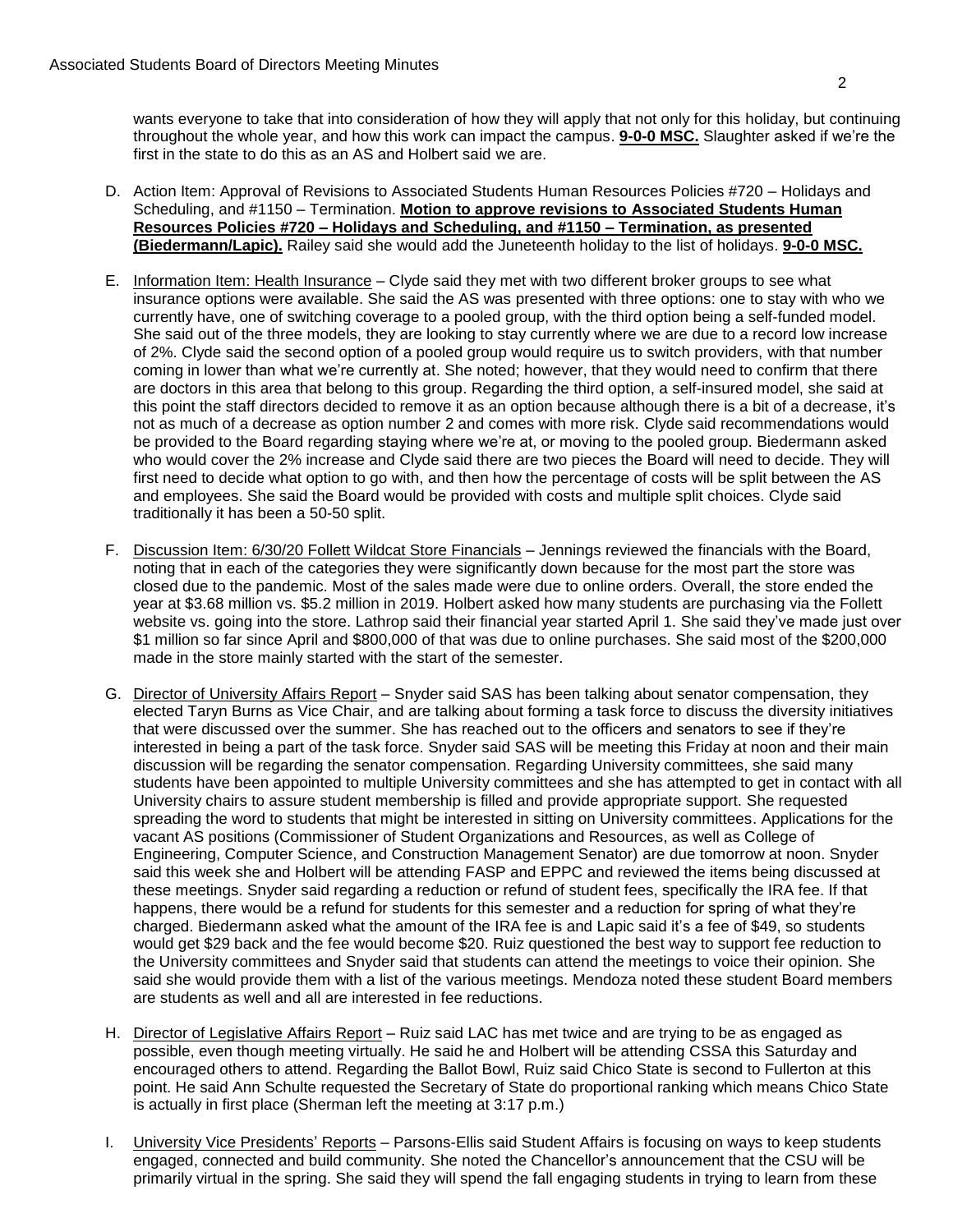wants everyone to take that into consideration of how they will apply that not only for this holiday, but continuing throughout the whole year, and how this work can impact the campus. **9-0-0 MSC.** Slaughter asked if we're the first in the state to do this as an AS and Holbert said we are.

D. Action Item: Approval of Revisions to Associated Students Human Resources Policies #720 – Holidays and Scheduling, and #1150 – Termination. **Motion to approve revisions to Associated Students Human Resources Policies #720 – Holidays and Scheduling, and #1150 – Termination, as presented (Biedermann/Lapic).** Railey said she would add the Juneteenth holiday to the list of holidays. **9-0-0 MSC.**

E. Information Item: Health Insurance – Clyde said they met with two different broker groups to see what insurance options were available. She said the AS was presented with three options: one to stay with who we currently have, one of switching coverage to a pooled group, with the third option being a self-funded model. She said out of the three models, they are looking to stay currently where we are due to a record low increase of 2%. Clyde said the second option of a pooled group would require us to switch providers, with that number coming in lower than what we're currently at. She noted; however, that they would need to confirm that there are doctors in this area that belong to this group. Regarding the third option, a self-insured model, she said at this point the staff directors decided to remove it as an option because although there is a bit of a decrease, it's not as much of a decrease as option number 2 and comes with more risk. Clyde said recommendations would be provided to the Board regarding staying where we're at, or moving to the pooled group. Biedermann asked who would cover the 2% increase and Clyde said there are two pieces the Board will need to decide. They will first need to decide what option to go with, and then how the percentage of costs will be split between the AS and employees. She said the Board would be provided with costs and multiple split choices. Clyde said traditionally it has been a 50-50 split.

F. Discussion Item: 6/30/20 Follett Wildcat Store Financials – Jennings reviewed the financials with the Board, noting that in each of the categories they were significantly down because for the most part the store was closed due to the pandemic. Most of the sales made were due to online orders. Overall, the store ended the year at $3.68 million vs. $5.2 million in 2019. Holbert asked how many students are purchasing via the Follett website vs. going into the store. Lathrop said their financial year started April 1. She said they've made just over $1 million so far since April and $800,000 of that was due to online purchases. She said most of the $200,000 made in the store mainly started with the start of the semester.

G. Director of University Affairs Report – Snyder said SAS has been talking about senator compensation, they elected Taryn Burns as Vice Chair, and are talking about forming a task force to discuss the diversity initiatives that were discussed over the summer. She has reached out to the officers and senators to see if they're interested in being a part of the task force. Snyder said SAS will be meeting this Friday at noon and their main discussion will be regarding the senator compensation. Regarding University committees, she said many students have been appointed to multiple University committees and she has attempted to get in contact with all University chairs to assure student membership is filled and provide appropriate support. She requested spreading the word to students that might be interested in sitting on University committees. Applications for the vacant AS positions (Commissioner of Student Organizations and Resources, as well as College of Engineering, Computer Science, and Construction Management Senator) are due tomorrow at noon. Snyder said this week she and Holbert will be attending FASP and EPPC and reviewed the items being discussed at these meetings. Snyder said regarding a reduction or refund of student fees, specifically the IRA fee. If that happens, there would be a refund for students for this semester and a reduction for spring of what they're charged. Biedermann asked what the amount of the IRA fee is and Lapic said it's a fee of $49, so students would get $29 back and the fee would become $20. Ruiz questioned the best way to support fee reduction to the University committees and Snyder said that students can attend the meetings to voice their opinion. She said she would provide them with a list of the various meetings. Mendoza noted these student Board members are students as well and all are interested in fee reductions.

H. Director of Legislative Affairs Report – Ruiz said LAC has met twice and are trying to be as engaged as possible, even though meeting virtually. He said he and Holbert will be attending CSSA this Saturday and encouraged others to attend. Regarding the Ballot Bowl, Ruiz said Chico State is second to Fullerton at this point. He said Ann Schulte requested the Secretary of State do proportional ranking which means Chico State is actually in first place (Sherman left the meeting at 3:17 p.m.)

I. University Vice Presidents' Reports – Parsons-Ellis said Student Affairs is focusing on ways to keep students engaged, connected and build community. She noted the Chancellor's announcement that the CSU will be primarily virtual in the spring. She said they will spend the fall engaging students in trying to learn from these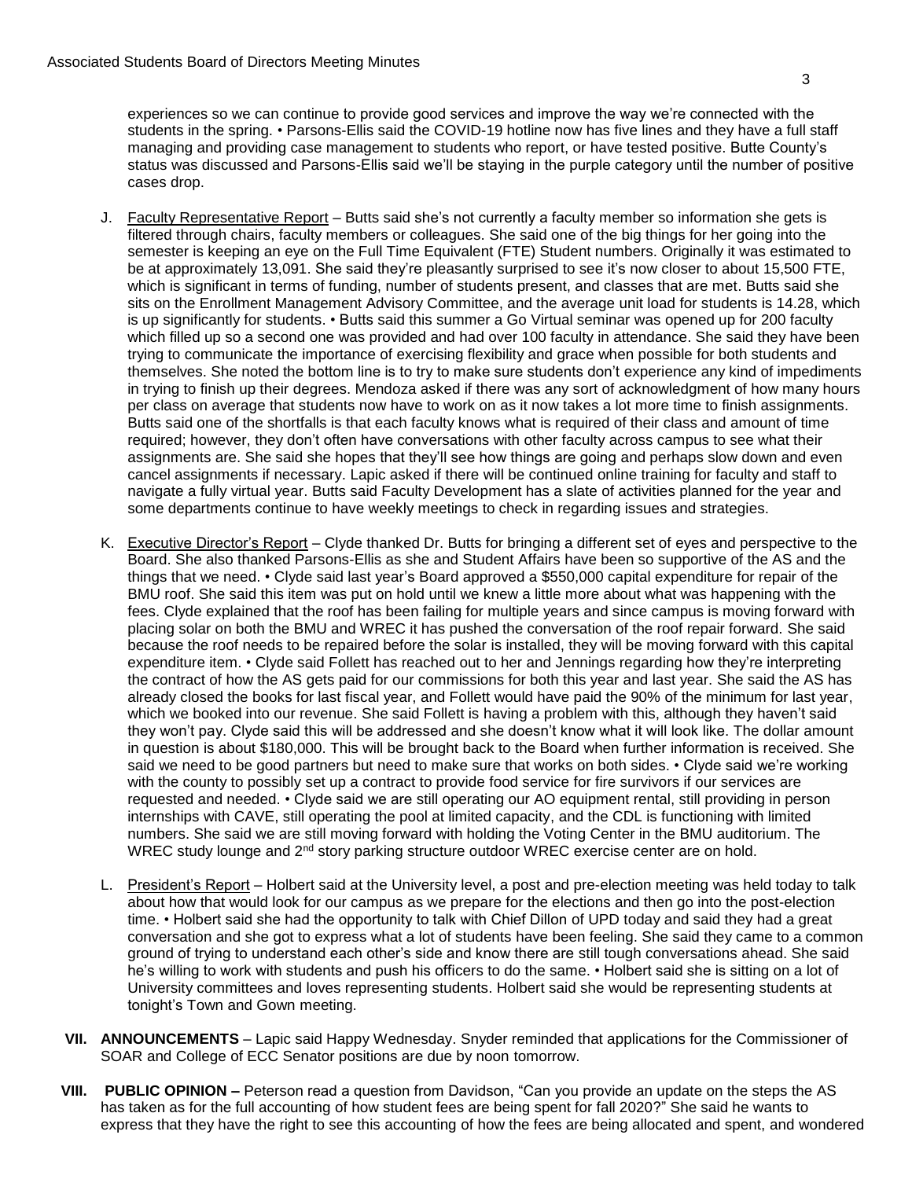experiences so we can continue to provide good services and improve the way we're connected with the students in the spring. • Parsons-Ellis said the COVID-19 hotline now has five lines and they have a full staff managing and providing case management to students who report, or have tested positive. Butte County's status was discussed and Parsons-Ellis said we'll be staying in the purple category until the number of positive cases drop.

J. Faculty Representative Report – Butts said she's not currently a faculty member so information she gets is filtered through chairs, faculty members or colleagues. She said one of the big things for her going into the semester is keeping an eye on the Full Time Equivalent (FTE) Student numbers. Originally it was estimated to be at approximately 13,091. She said they're pleasantly surprised to see it's now closer to about 15,500 FTE, which is significant in terms of funding, number of students present, and classes that are met. Butts said she sits on the Enrollment Management Advisory Committee, and the average unit load for students is 14.28, which is up significantly for students. • Butts said this summer a Go Virtual seminar was opened up for 200 faculty which filled up so a second one was provided and had over 100 faculty in attendance. She said they have been trying to communicate the importance of exercising flexibility and grace when possible for both students and themselves. She noted the bottom line is to try to make sure students don't experience any kind of impediments in trying to finish up their degrees. Mendoza asked if there was any sort of acknowledgment of how many hours per class on average that students now have to work on as it now takes a lot more time to finish assignments. Butts said one of the shortfalls is that each faculty knows what is required of their class and amount of time required; however, they don't often have conversations with other faculty across campus to see what their assignments are. She said she hopes that they'll see how things are going and perhaps slow down and even cancel assignments if necessary. Lapic asked if there will be continued online training for faculty and staff to navigate a fully virtual year. Butts said Faculty Development has a slate of activities planned for the year and some departments continue to have weekly meetings to check in regarding issues and strategies.

K. Executive Director's Report – Clyde thanked Dr. Butts for bringing a different set of eyes and perspective to the Board. She also thanked Parsons-Ellis as she and Student Affairs have been so supportive of the AS and the things that we need. • Clyde said last year's Board approved a $550,000 capital expenditure for repair of the BMU roof. She said this item was put on hold until we knew a little more about what was happening with the fees. Clyde explained that the roof has been failing for multiple years and since campus is moving forward with placing solar on both the BMU and WREC it has pushed the conversation of the roof repair forward. She said because the roof needs to be repaired before the solar is installed, they will be moving forward with this capital expenditure item. • Clyde said Follett has reached out to her and Jennings regarding how they're interpreting the contract of how the AS gets paid for our commissions for both this year and last year. She said the AS has already closed the books for last fiscal year, and Follett would have paid the 90% of the minimum for last year, which we booked into our revenue. She said Follett is having a problem with this, although they haven't said they won't pay. Clyde said this will be addressed and she doesn't know what it will look like. The dollar amount in question is about $180,000. This will be brought back to the Board when further information is received. She said we need to be good partners but need to make sure that works on both sides. • Clyde said we're working with the county to possibly set up a contract to provide food service for fire survivors if our services are requested and needed. • Clyde said we are still operating our AO equipment rental, still providing in person internships with CAVE, still operating the pool at limited capacity, and the CDL is functioning with limited numbers. She said we are still moving forward with holding the Voting Center in the BMU auditorium. The WREC study lounge and 2nd story parking structure outdoor WREC exercise center are on hold.

L. President's Report – Holbert said at the University level, a post and pre-election meeting was held today to talk about how that would look for our campus as we prepare for the elections and then go into the post-election time. • Holbert said she had the opportunity to talk with Chief Dillon of UPD today and said they had a great conversation and she got to express what a lot of students have been feeling. She said they came to a common ground of trying to understand each other's side and know there are still tough conversations ahead. She said he's willing to work with students and push his officers to do the same. • Holbert said she is sitting on a lot of University committees and loves representing students. Holbert said she would be representing students at tonight's Town and Gown meeting.

**VII. ANNOUNCEMENTS** – Lapic said Happy Wednesday. Snyder reminded that applications for the Commissioner of SOAR and College of ECC Senator positions are due by noon tomorrow.

**VIII. PUBLIC OPINION –** Peterson read a question from Davidson, "Can you provide an update on the steps the AS has taken as for the full accounting of how student fees are being spent for fall 2020?" She said he wants to express that they have the right to see this accounting of how the fees are being allocated and spent, and wondered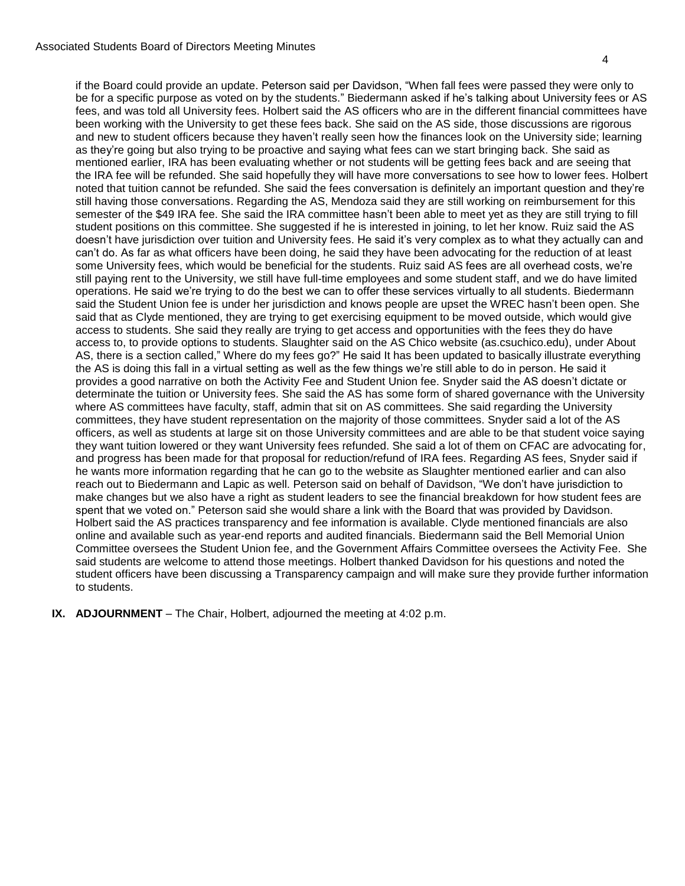if the Board could provide an update. Peterson said per Davidson, "When fall fees were passed they were only to be for a specific purpose as voted on by the students." Biedermann asked if he's talking about University fees or AS fees, and was told all University fees. Holbert said the AS officers who are in the different financial committees have been working with the University to get these fees back. She said on the AS side, those discussions are rigorous and new to student officers because they haven't really seen how the finances look on the University side; learning as they're going but also trying to be proactive and saying what fees can we start bringing back. She said as mentioned earlier, IRA has been evaluating whether or not students will be getting fees back and are seeing that the IRA fee will be refunded. She said hopefully they will have more conversations to see how to lower fees. Holbert noted that tuition cannot be refunded. She said the fees conversation is definitely an important question and they're still having those conversations. Regarding the AS, Mendoza said they are still working on reimbursement for this semester of the $49 IRA fee. She said the IRA committee hasn't been able to meet yet as they are still trying to fill student positions on this committee. She suggested if he is interested in joining, to let her know. Ruiz said the AS doesn't have jurisdiction over tuition and University fees. He said it's very complex as to what they actually can and can't do. As far as what officers have been doing, he said they have been advocating for the reduction of at least some University fees, which would be beneficial for the students. Ruiz said AS fees are all overhead costs, we're still paying rent to the University, we still have full-time employees and some student staff, and we do have limited operations. He said we're trying to do the best we can to offer these services virtually to all students. Biedermann said the Student Union fee is under her jurisdiction and knows people are upset the WREC hasn't been open. She said that as Clyde mentioned, they are trying to get exercising equipment to be moved outside, which would give access to students. She said they really are trying to get access and opportunities with the fees they do have access to, to provide options to students. Slaughter said on the AS Chico website (as.csuchico.edu), under About AS, there is a section called," Where do my fees go?" He said It has been updated to basically illustrate everything the AS is doing this fall in a virtual setting as well as the few things we're still able to do in person. He said it provides a good narrative on both the Activity Fee and Student Union fee. Snyder said the AS doesn't dictate or determinate the tuition or University fees. She said the AS has some form of shared governance with the University where AS committees have faculty, staff, admin that sit on AS committees. She said regarding the University committees, they have student representation on the majority of those committees. Snyder said a lot of the AS officers, as well as students at large sit on those University committees and are able to be that student voice saying they want tuition lowered or they want University fees refunded. She said a lot of them on CFAC are advocating for, and progress has been made for that proposal for reduction/refund of IRA fees. Regarding AS fees, Snyder said if he wants more information regarding that he can go to the website as Slaughter mentioned earlier and can also reach out to Biedermann and Lapic as well. Peterson said on behalf of Davidson, "We don't have jurisdiction to make changes but we also have a right as student leaders to see the financial breakdown for how student fees are spent that we voted on." Peterson said she would share a link with the Board that was provided by Davidson. Holbert said the AS practices transparency and fee information is available. Clyde mentioned financials are also online and available such as year-end reports and audited financials. Biedermann said the Bell Memorial Union Committee oversees the Student Union fee, and the Government Affairs Committee oversees the Activity Fee. She said students are welcome to attend those meetings. Holbert thanked Davidson for his questions and noted the student officers have been discussing a Transparency campaign and will make sure they provide further information to students.

**IX. ADJOURNMENT** – The Chair, Holbert, adjourned the meeting at 4:02 p.m.